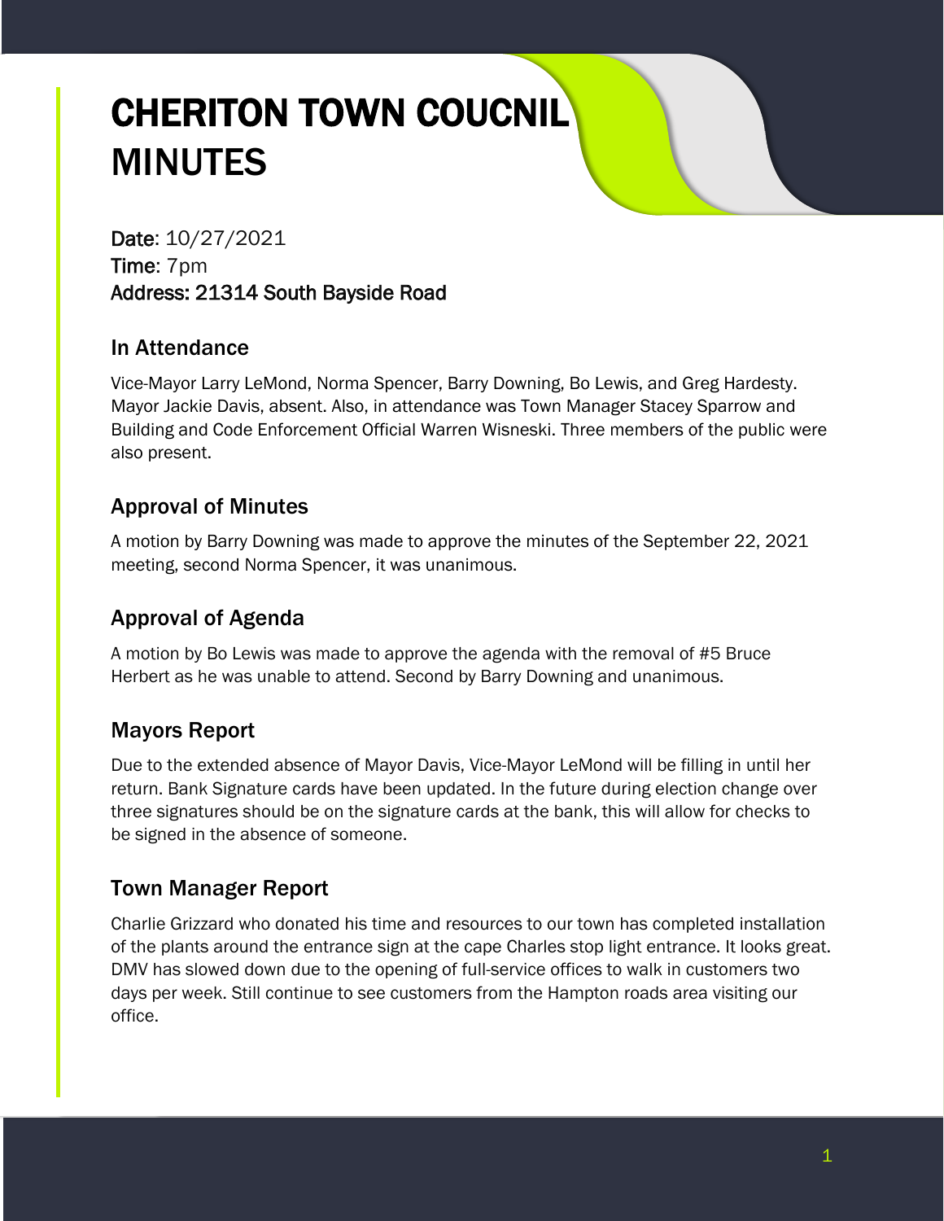# CHERITON TOWN COUCNIL MINUTES

**Date**: 10/27/2021
**Time**: 7pm
**Address: 21314 South Bayside Road**

## In Attendance

Vice-Mayor Larry LeMond, Norma Spencer, Barry Downing, Bo Lewis, and Greg Hardesty. Mayor Jackie Davis, absent. Also, in attendance was Town Manager Stacey Sparrow and Building and Code Enforcement Official Warren Wisneski. Three members of the public were also present.

## Approval of Minutes

A motion by Barry Downing was made to approve the minutes of the September 22, 2021 meeting, second Norma Spencer, it was unanimous.

## Approval of Agenda

A motion by Bo Lewis was made to approve the agenda with the removal of #5 Bruce Herbert as he was unable to attend. Second by Barry Downing and unanimous.

## Mayors Report

Due to the extended absence of Mayor Davis, Vice-Mayor LeMond will be filling in until her return. Bank Signature cards have been updated. In the future during election change over three signatures should be on the signature cards at the bank, this will allow for checks to be signed in the absence of someone.

## Town Manager Report

Charlie Grizzard who donated his time and resources to our town has completed installation of the plants around the entrance sign at the cape Charles stop light entrance. It looks great. DMV has slowed down due to the opening of full-service offices to walk in customers two days per week. Still continue to see customers from the Hampton roads area visiting our office.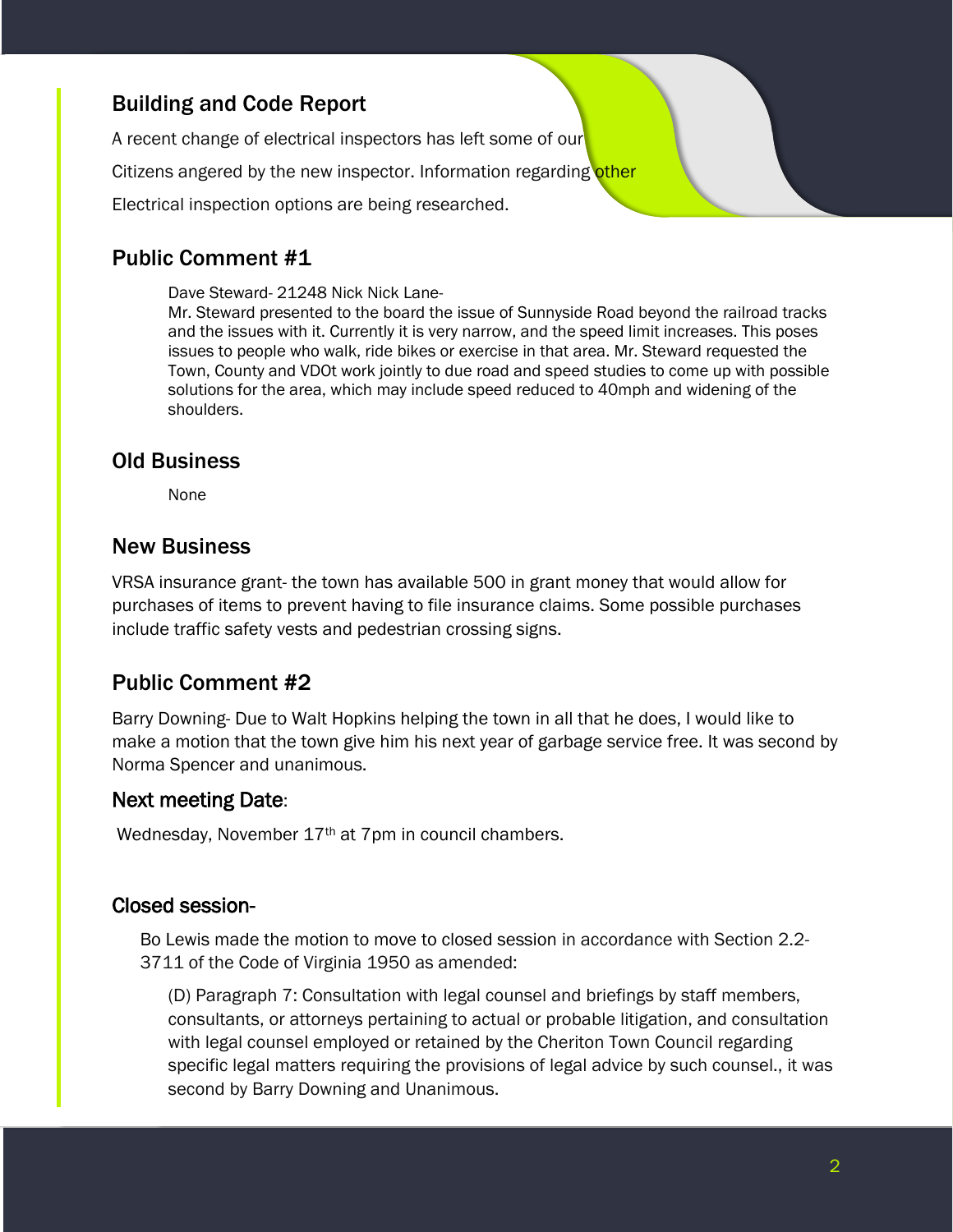## Building and Code Report

A recent change of electrical inspectors has left some of our

Citizens angered by the new inspector. Information regarding other

Electrical inspection options are being researched.

## Public Comment #1

Dave Steward- 21248 Nick Nick Lane-
Mr. Steward presented to the board the issue of Sunnyside Road beyond the railroad tracks and the issues with it. Currently it is very narrow, and the speed limit increases. This poses issues to people who walk, ride bikes or exercise in that area. Mr. Steward requested the Town, County and VDOt work jointly to due road and speed studies to come up with possible solutions for the area, which may include speed reduced to 40mph and widening of the shoulders.

## Old Business

None

## New Business

VRSA insurance grant- the town has available 500 in grant money that would allow for purchases of items to prevent having to file insurance claims. Some possible purchases include traffic safety vests and pedestrian crossing signs.

## Public Comment #2

Barry Downing- Due to Walt Hopkins helping the town in all that he does, I would like to make a motion that the town give him his next year of garbage service free. It was second by Norma Spencer and unanimous.

## Next meeting Date:

Wednesday, November 17th at 7pm in council chambers.

## Closed session-

Bo Lewis made the motion to move to closed session in accordance with Section 2.2-3711 of the Code of Virginia 1950 as amended:

(D) Paragraph 7: Consultation with legal counsel and briefings by staff members, consultants, or attorneys pertaining to actual or probable litigation, and consultation with legal counsel employed or retained by the Cheriton Town Council regarding specific legal matters requiring the provisions of legal advice by such counsel., it was second by Barry Downing and Unanimous.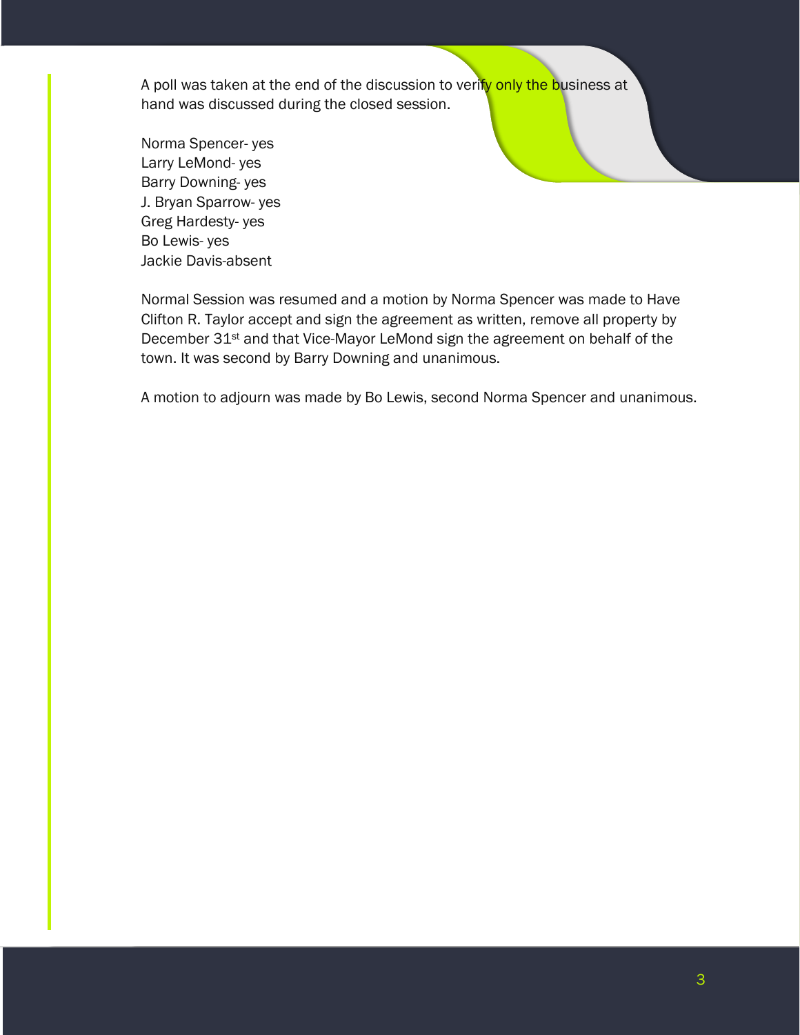A poll was taken at the end of the discussion to verify only the business at hand was discussed during the closed session.

Norma Spencer- yes
Larry LeMond- yes
Barry Downing- yes
J. Bryan Sparrow- yes
Greg Hardesty- yes
Bo Lewis- yes
Jackie Davis-absent

Normal Session was resumed and a motion by Norma Spencer was made to Have Clifton R. Taylor accept and sign the agreement as written, remove all property by December 31st and that Vice-Mayor LeMond sign the agreement on behalf of the town. It was second by Barry Downing and unanimous.

A motion to adjourn was made by Bo Lewis, second Norma Spencer and unanimous.